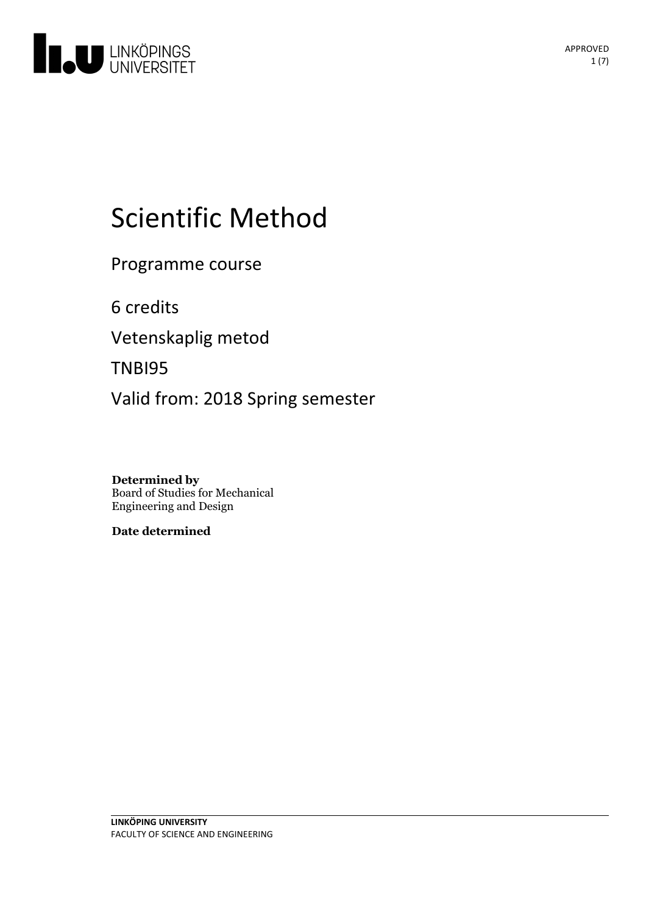# Scientific Method

Programme course

6 credits

Vetenskaplig metod

TNBI95

Valid from: 2018 Spring semester

**Determined by**
Board of Studies for Mechanical Engineering and Design

**Date determined**

**LINKÖPING UNIVERSITY**
FACULTY OF SCIENCE AND ENGINEERING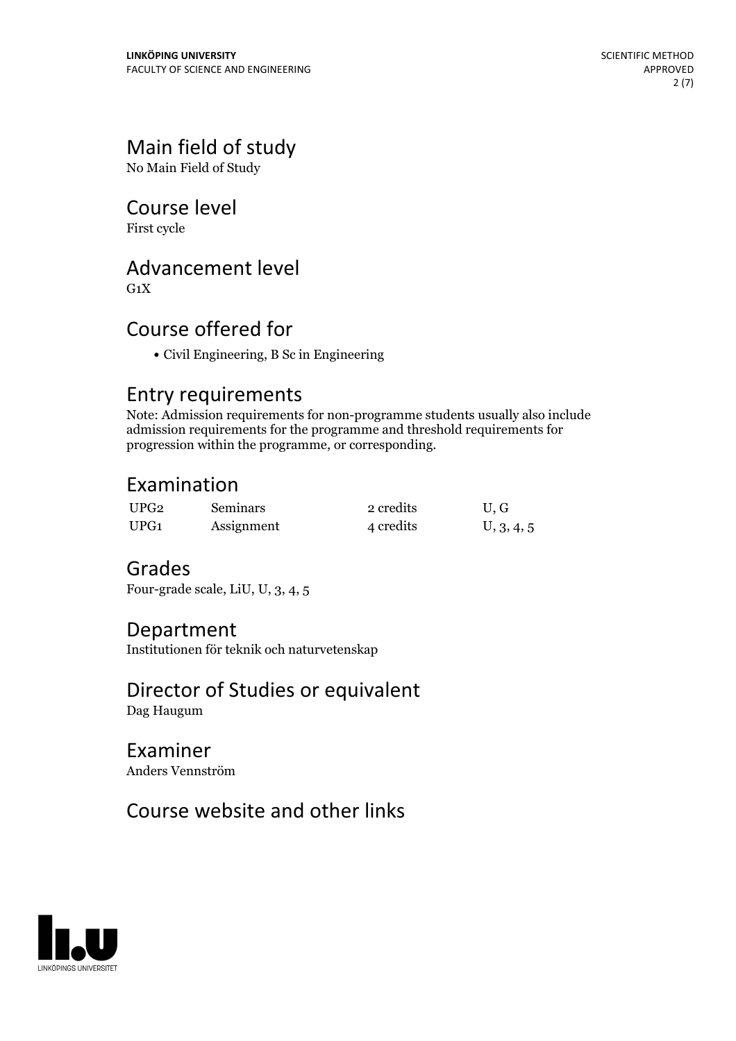## Main field of study

No Main Field of Study

## Course level

First cycle

## Advancement level

G1X

## Course offered for

- Civil Engineering, B Sc in Engineering

## Entry requirements

Note: Admission requirements for non-programme students usually also include admission requirements for the programme and threshold requirements for progression within the programme, or corresponding.

## Examination

| | | | |
|---|---|---|---|
| UPG2 | Seminars | 2 credits | U, G |
| UPG1 | Assignment | 4 credits | U, 3, 4, 5 |

## Grades

Four-grade scale, LiU, U, 3, 4, 5

## Department

Institutionen för teknik och naturvetenskap

## Director of Studies or equivalent

Dag Haugum

## Examiner

Anders Vennström

## Course website and other links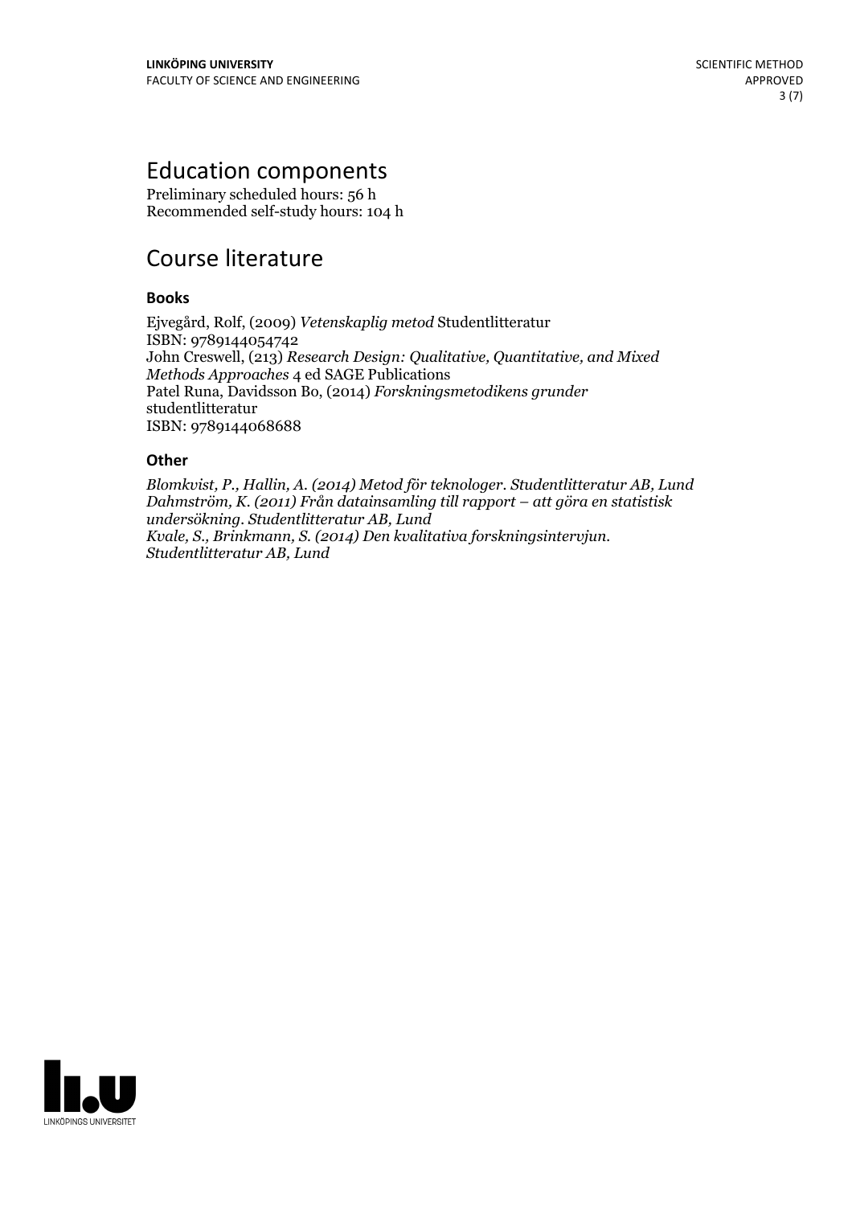# Education components

Preliminary scheduled hours: 56 h
Recommended self-study hours: 104 h

# Course literature

### Books

Ejvegård, Rolf, (2009) *Vetenskaplig metod* Studentlitteratur
ISBN: 9789144054742
John Creswell, (213) *Research Design: Qualitative, Quantitative, and Mixed Methods Approaches* 4 ed SAGE Publications
Patel Runa, Davidsson Bo, (2014) *Forskningsmetodikens grunder* studentlitteratur
ISBN: 9789144068688

### Other

*Blomkvist, P., Hallin, A. (2014) Metod för teknologer. Studentlitteratur AB, Lund*
*Dahmström, K. (2011) Från datainsamling till rapport – att göra en statistisk undersökning. Studentlitteratur AB, Lund*
*Kvale, S., Brinkmann, S. (2014) Den kvalitativa forskningsintervjun. Studentlitteratur AB, Lund*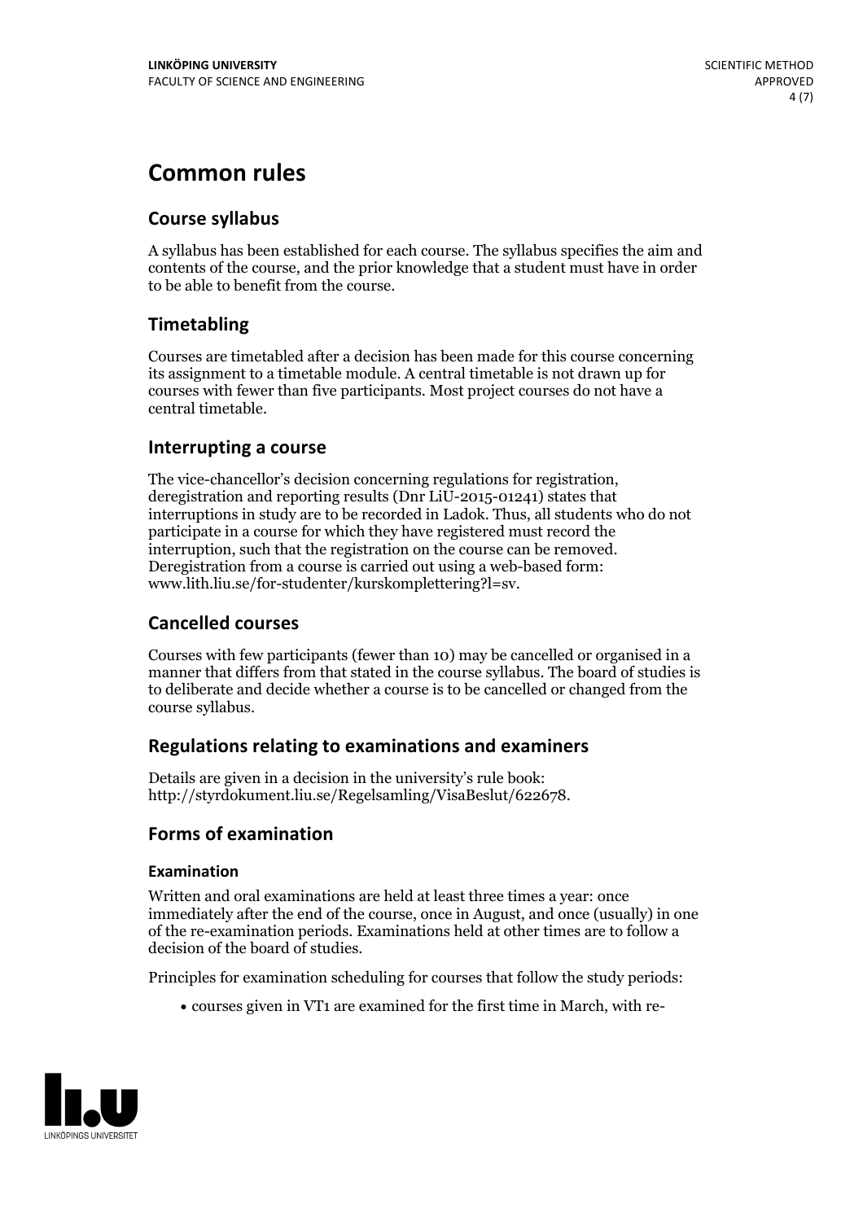# Common rules

## Course syllabus

A syllabus has been established for each course. The syllabus specifies the aim and contents of the course, and the prior knowledge that a student must have in order to be able to benefit from the course.

## Timetabling

Courses are timetabled after a decision has been made for this course concerning its assignment to a timetable module. A central timetable is not drawn up for courses with fewer than five participants. Most project courses do not have a central timetable.

## Interrupting a course

The vice-chancellor's decision concerning regulations for registration, deregistration and reporting results (Dnr LiU-2015-01241) states that interruptions in study are to be recorded in Ladok. Thus, all students who do not participate in a course for which they have registered must record the interruption, such that the registration on the course can be removed. Deregistration from a course is carried out using a web-based form: www.lith.liu.se/for-studenter/kurskomplettering?l=sv.

## Cancelled courses

Courses with few participants (fewer than 10) may be cancelled or organised in a manner that differs from that stated in the course syllabus. The board of studies is to deliberate and decide whether a course is to be cancelled or changed from the course syllabus.

## Regulations relating to examinations and examiners

Details are given in a decision in the university's rule book: http://styrdokument.liu.se/Regelsamling/VisaBeslut/622678.

## Forms of examination

### Examination

Written and oral examinations are held at least three times a year: once immediately after the end of the course, once in August, and once (usually) in one of the re-examination periods. Examinations held at other times are to follow a decision of the board of studies.

Principles for examination scheduling for courses that follow the study periods:

- courses given in VT1 are examined for the first time in March, with re-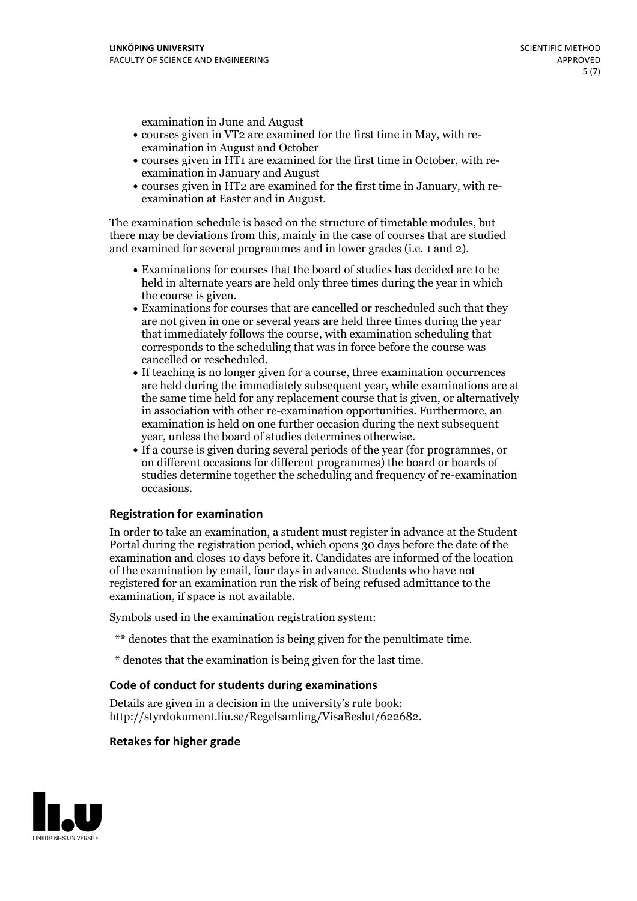examination in June and August

- courses given in VT2 are examined for the first time in May, with re-examination in August and October
- courses given in HT1 are examined for the first time in October, with re-examination in January and August
- courses given in HT2 are examined for the first time in January, with re-examination at Easter and in August.

The examination schedule is based on the structure of timetable modules, but there may be deviations from this, mainly in the case of courses that are studied and examined for several programmes and in lower grades (i.e. 1 and 2).

- Examinations for courses that the board of studies has decided are to be held in alternate years are held only three times during the year in which the course is given.
- Examinations for courses that are cancelled or rescheduled such that they are not given in one or several years are held three times during the year that immediately follows the course, with examination scheduling that corresponds to the scheduling that was in force before the course was cancelled or rescheduled.
- If teaching is no longer given for a course, three examination occurrences are held during the immediately subsequent year, while examinations are at the same time held for any replacement course that is given, or alternatively in association with other re-examination opportunities. Furthermore, an examination is held on one further occasion during the next subsequent year, unless the board of studies determines otherwise.
- If a course is given during several periods of the year (for programmes, or on different occasions for different programmes) the board or boards of studies determine together the scheduling and frequency of re-examination occasions.

### Registration for examination

In order to take an examination, a student must register in advance at the Student Portal during the registration period, which opens 30 days before the date of the examination and closes 10 days before it. Candidates are informed of the location of the examination by email, four days in advance. Students who have not registered for an examination run the risk of being refused admittance to the examination, if space is not available.

Symbols used in the examination registration system:

** denotes that the examination is being given for the penultimate time.

* denotes that the examination is being given for the last time.

### Code of conduct for students during examinations

Details are given in a decision in the university's rule book: http://styrdokument.liu.se/Regelsamling/VisaBeslut/622682.

### Retakes for higher grade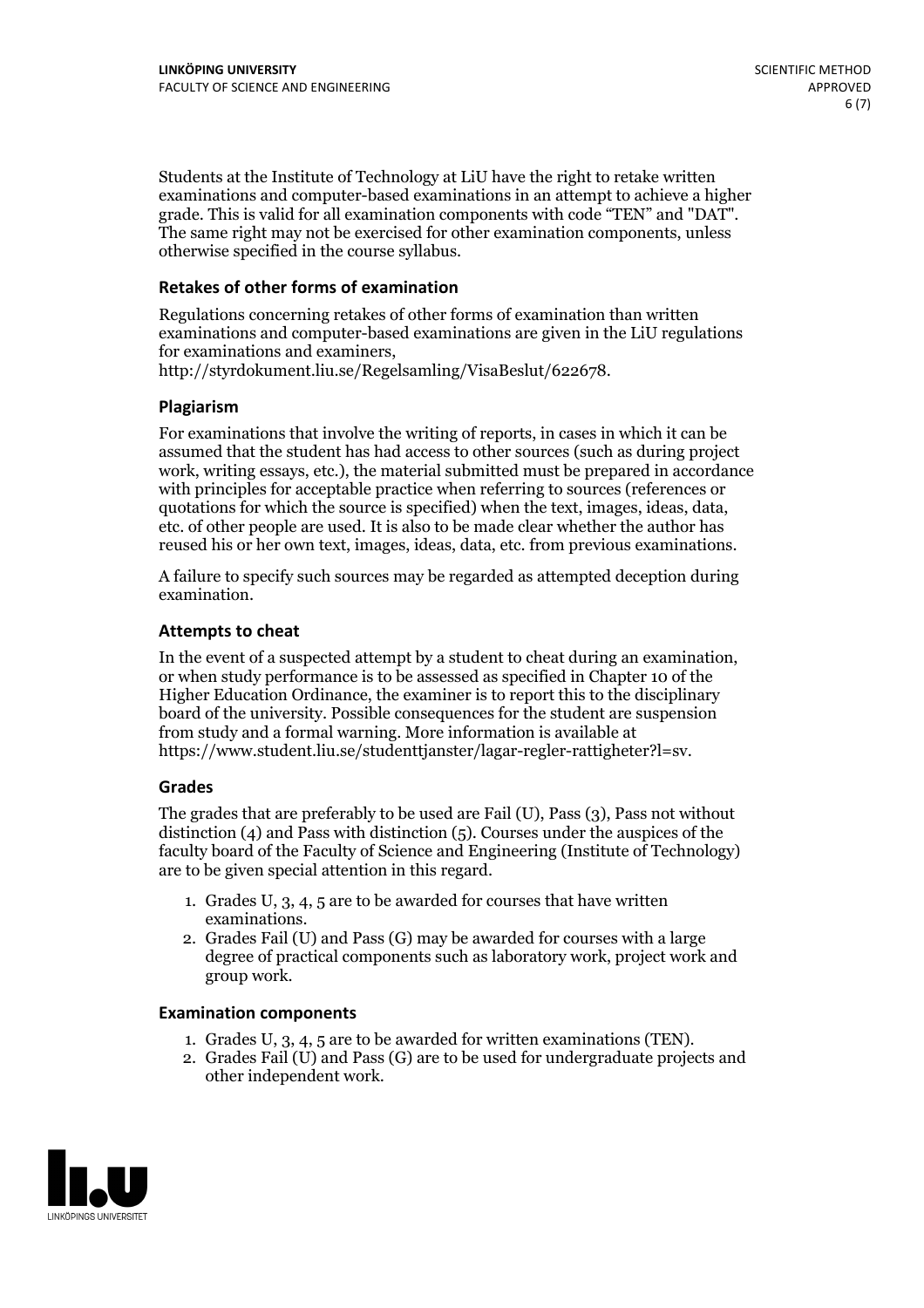Students at the Institute of Technology at LiU have the right to retake written examinations and computer-based examinations in an attempt to achieve a higher grade. This is valid for all examination components with code "TEN" and "DAT". The same right may not be exercised for other examination components, unless otherwise specified in the course syllabus.

### Retakes of other forms of examination

Regulations concerning retakes of other forms of examination than written examinations and computer-based examinations are given in the LiU regulations for examinations and examiners, http://styrdokument.liu.se/Regelsamling/VisaBeslut/622678.

### Plagiarism

For examinations that involve the writing of reports, in cases in which it can be assumed that the student has had access to other sources (such as during project work, writing essays, etc.), the material submitted must be prepared in accordance with principles for acceptable practice when referring to sources (references or quotations for which the source is specified) when the text, images, ideas, data, etc. of other people are used. It is also to be made clear whether the author has reused his or her own text, images, ideas, data, etc. from previous examinations.

A failure to specify such sources may be regarded as attempted deception during examination.

### Attempts to cheat

In the event of a suspected attempt by a student to cheat during an examination, or when study performance is to be assessed as specified in Chapter 10 of the Higher Education Ordinance, the examiner is to report this to the disciplinary board of the university. Possible consequences for the student are suspension from study and a formal warning. More information is available at https://www.student.liu.se/studenttjanster/lagar-regler-rattigheter?l=sv.

### Grades

The grades that are preferably to be used are Fail (U), Pass (3), Pass not without distinction (4) and Pass with distinction (5). Courses under the auspices of the faculty board of the Faculty of Science and Engineering (Institute of Technology) are to be given special attention in this regard.

1. Grades U, 3, 4, 5 are to be awarded for courses that have written examinations.
2. Grades Fail (U) and Pass (G) may be awarded for courses with a large degree of practical components such as laboratory work, project work and group work.

### Examination components

1. Grades U, 3, 4, 5 are to be awarded for written examinations (TEN).
2. Grades Fail (U) and Pass (G) are to be used for undergraduate projects and other independent work.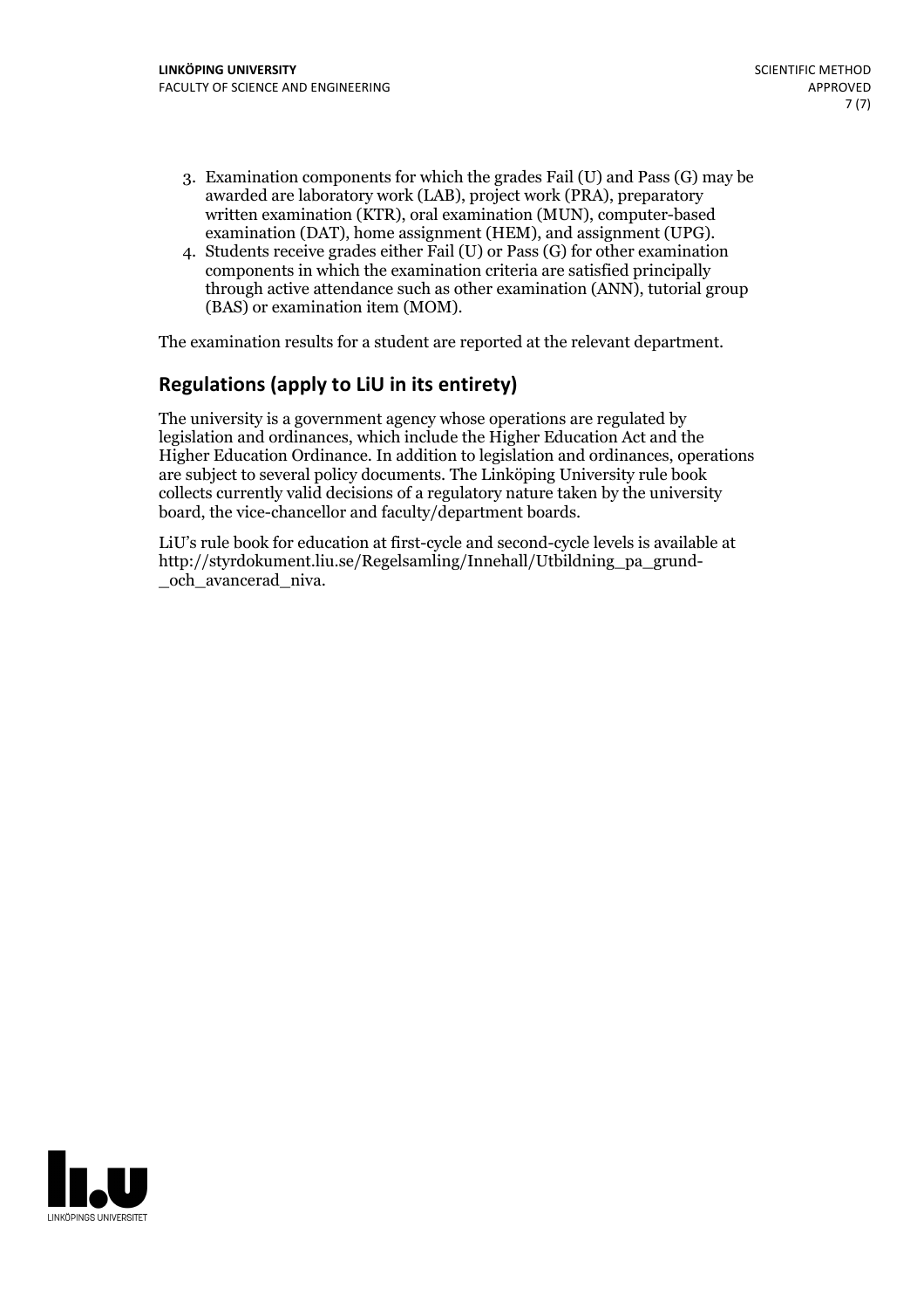3. Examination components for which the grades Fail (U) and Pass (G) may be awarded are laboratory work (LAB), project work (PRA), preparatory written examination (KTR), oral examination (MUN), computer-based examination (DAT), home assignment (HEM), and assignment (UPG).
4. Students receive grades either Fail (U) or Pass (G) for other examination components in which the examination criteria are satisfied principally through active attendance such as other examination (ANN), tutorial group (BAS) or examination item (MOM).

The examination results for a student are reported at the relevant department.

## Regulations (apply to LiU in its entirety)

The university is a government agency whose operations are regulated by legislation and ordinances, which include the Higher Education Act and the Higher Education Ordinance. In addition to legislation and ordinances, operations are subject to several policy documents. The Linköping University rule book collects currently valid decisions of a regulatory nature taken by the university board, the vice-chancellor and faculty/department boards.

LiU's rule book for education at first-cycle and second-cycle levels is available at http://styrdokument.liu.se/Regelsamling/Innehall/Utbildning_pa_grund-_och_avancerad_niva.